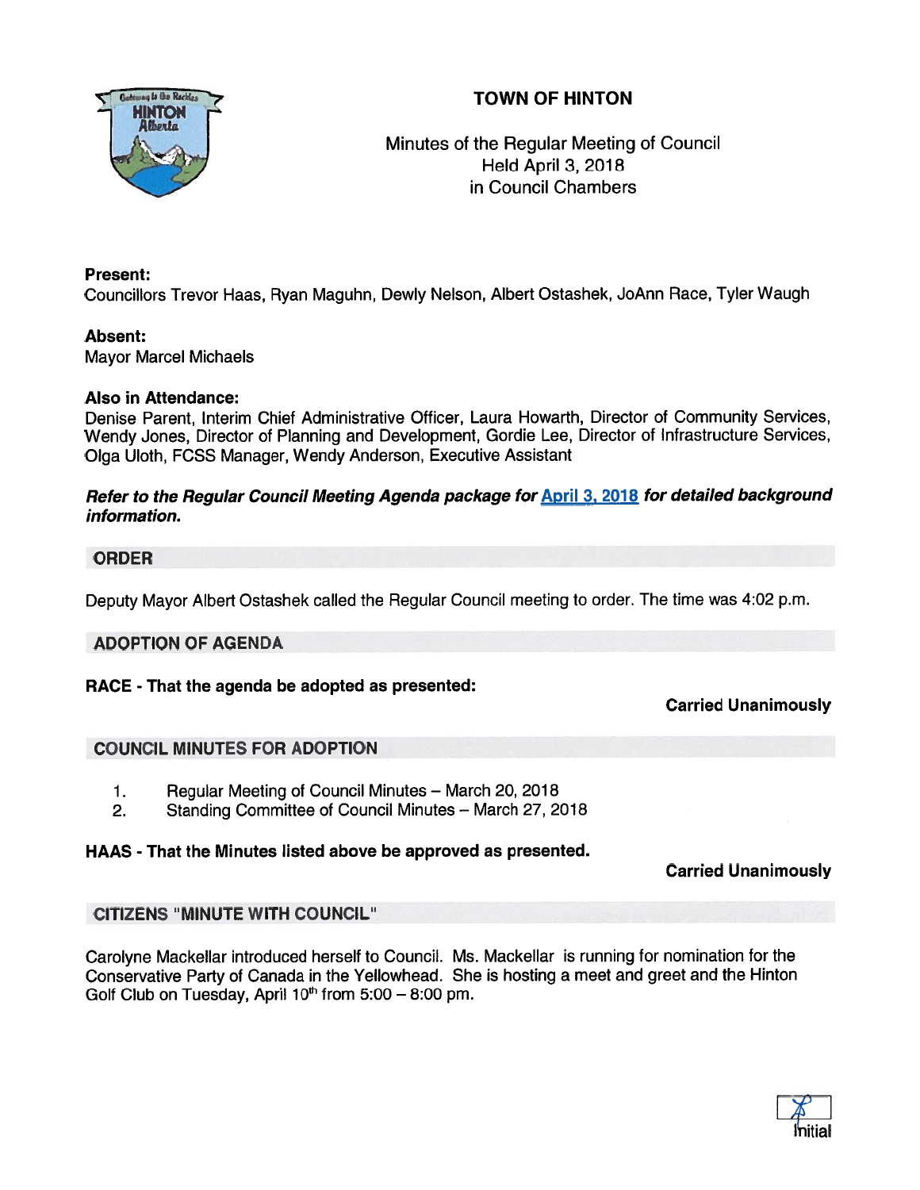# TOWN OF HINTON

Minutes of the Regular Meeting of Council
Held April 3, 2018
in Council Chambers

**Present:**
Councillors Trevor Haas, Ryan Maguhn, Dewly Nelson, Albert Ostashek, JoAnn Race, Tyler Waugh

**Absent:**
Mayor Marcel Michaels

**Also in Attendance:**
Denise Parent, Interim Chief Administrative Officer, Laura Howarth, Director of Community Services, Wendy Jones, Director of Planning and Development, Gordie Lee, Director of Infrastructure Services, Olga Uloth, FCSS Manager, Wendy Anderson, Executive Assistant

***Refer to the Regular Council Meeting Agenda package for April 3, 2018 for detailed background information.***

## ORDER

Deputy Mayor Albert Ostashek called the Regular Council meeting to order. The time was 4:02 p.m.

## ADOPTION OF AGENDA

**RACE - That the agenda be adopted as presented:**

**Carried Unanimously**

## COUNCIL MINUTES FOR ADOPTION

1. Regular Meeting of Council Minutes – March 20, 2018
2. Standing Committee of Council Minutes – March 27, 2018

**HAAS - That the Minutes listed above be approved as presented.**

**Carried Unanimously**

## CITIZENS "MINUTE WITH COUNCIL"

Carolyne Mackellar introduced herself to Council. Ms. Mackellar is running for nomination for the Conservative Party of Canada in the Yellowhead. She is hosting a meet and greet and the Hinton Golf Club on Tuesday, April 10th from 5:00 – 8:00 pm.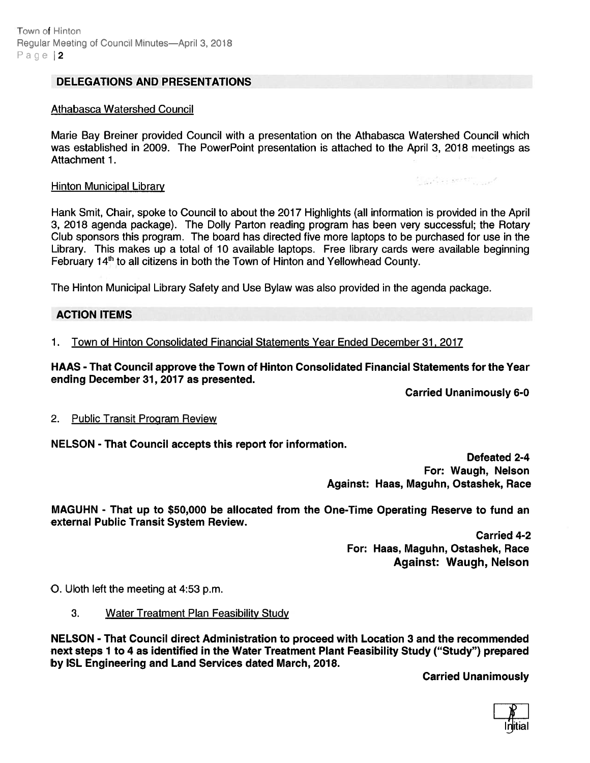## DELEGATIONS AND PRESENTATIONS

Athabasca Watershed Council

Marie Bay Breiner provided Council with a presentation on the Athabasca Watershed Council which was established in 2009. The PowerPoint presentation is attached to the April 3, 2018 meetings as Attachment 1.

Hinton Municipal Library

Hank Smit, Chair, spoke to Council to about the 2017 Highlights (all information is provided in the April 3, 2018 agenda package). The Dolly Parton reading program has been very successful; the Rotary Club sponsors this program. The board has directed five more laptops to be purchased for use in the Library. This makes up a total of 10 available laptops. Free library cards were available beginning February 14th to all citizens in both the Town of Hinton and Yellowhead County.

The Hinton Municipal Library Safety and Use Bylaw was also provided in the agenda package.

## ACTION ITEMS

1. Town of Hinton Consolidated Financial Statements Year Ended December 31, 2017

**HAAS - That Council approve the Town of Hinton Consolidated Financial Statements for the Year ending December 31, 2017 as presented.**

**Carried Unanimously 6-0**

2. Public Transit Program Review

**NELSON - That Council accepts this report for information.**

**Defeated 2-4**
**For: Waugh, Nelson**
**Against: Haas, Maguhn, Ostashek, Race**

**MAGUHN - That up to $50,000 be allocated from the One-Time Operating Reserve to fund an external Public Transit System Review.**

**Carried 4-2**
**For: Haas, Maguhn, Ostashek, Race**
**Against: Waugh, Nelson**

O. Uloth left the meeting at 4:53 p.m.

3. Water Treatment Plan Feasibility Study

**NELSON - That Council direct Administration to proceed with Location 3 and the recommended next steps 1 to 4 as identified in the Water Treatment Plant Feasibility Study ("Study") prepared by ISL Engineering and Land Services dated March, 2018.**

**Carried Unanimously**

Initial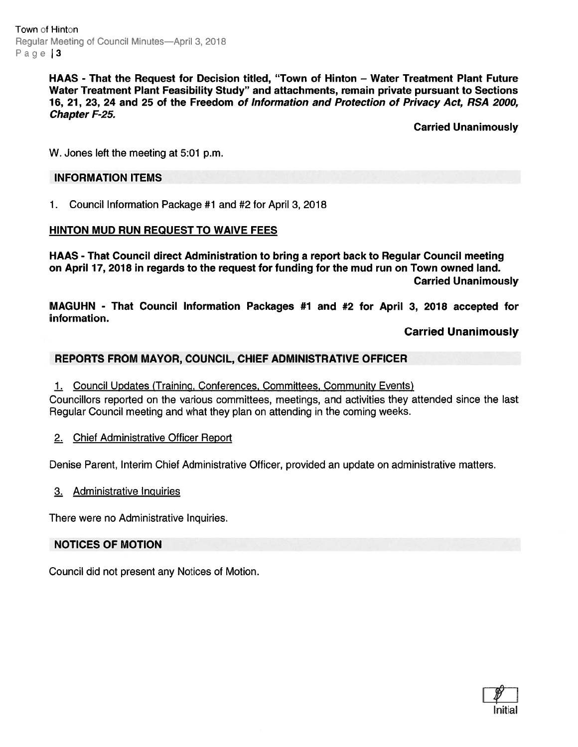**HAAS - That the Request for Decision titled, "Town of Hinton – Water Treatment Plant Future Water Treatment Plant Feasibility Study" and attachments, remain private pursuant to Sections 16, 21, 23, 24 and 25 of the Freedom *of Information and Protection of Privacy Act, RSA 2000, Chapter F-25.***

**Carried Unanimously**

W. Jones left the meeting at 5:01 p.m.

## INFORMATION ITEMS

1. Council Information Package #1 and #2 for April 3, 2018

**HINTON MUD RUN REQUEST TO WAIVE FEES**

**HAAS - That Council direct Administration to bring a report back to Regular Council meeting on April 17, 2018 in regards to the request for funding for the mud run on Town owned land.**

**Carried Unanimously**

**MAGUHN - That Council Information Packages #1 and #2 for April 3, 2018 accepted for information.**

**Carried Unanimously**

## REPORTS FROM MAYOR, COUNCIL, CHIEF ADMINISTRATIVE OFFICER

1. Council Updates (Training, Conferences, Committees, Community Events)

Councillors reported on the various committees, meetings, and activities they attended since the last Regular Council meeting and what they plan on attending in the coming weeks.

2. Chief Administrative Officer Report

Denise Parent, Interim Chief Administrative Officer, provided an update on administrative matters.

3. Administrative Inquiries

There were no Administrative Inquiries.

## NOTICES OF MOTION

Council did not present any Notices of Motion.

Initial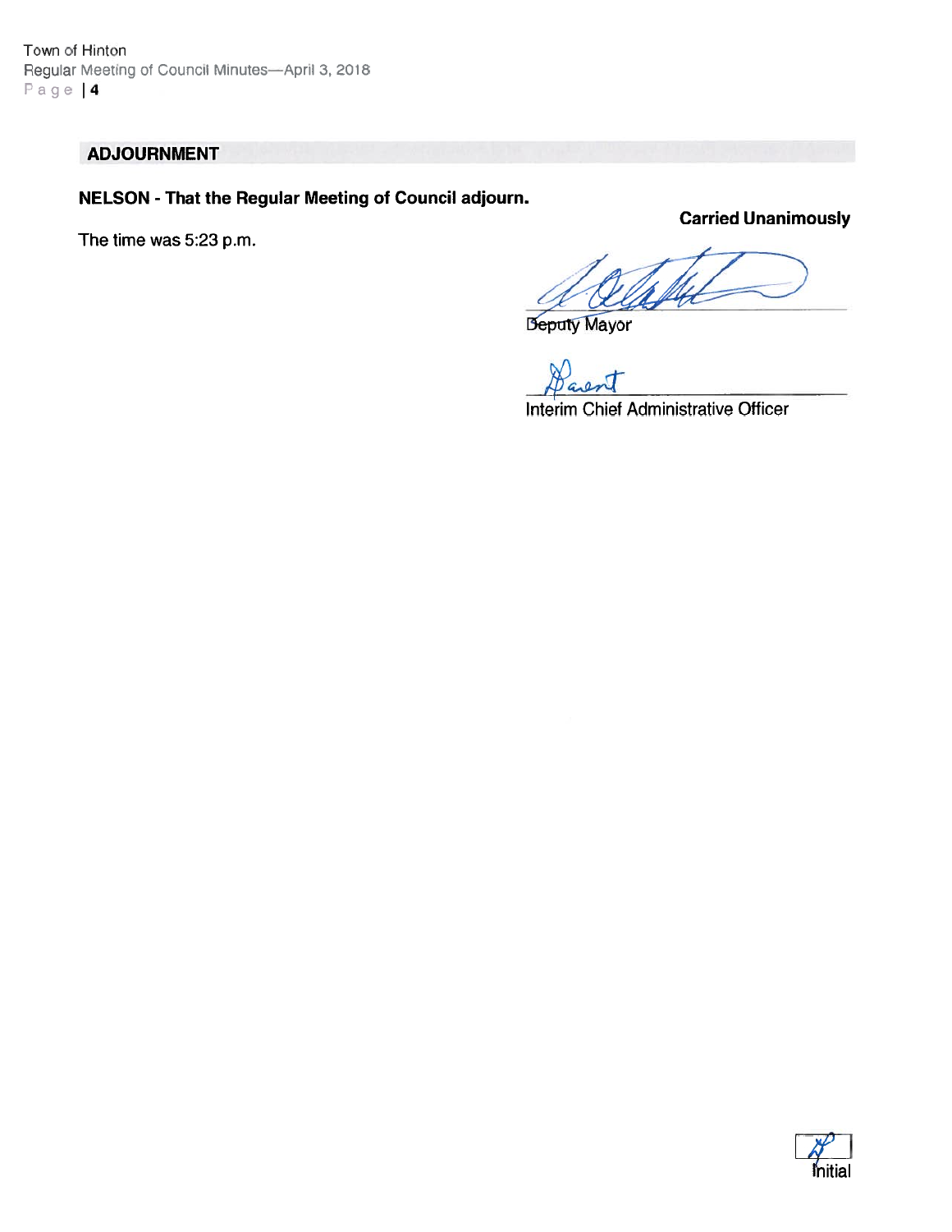## ADJOURNMENT

**NELSON - That the Regular Meeting of Council adjourn.**

**Carried Unanimously**

The time was 5:23 p.m.

Deputy Mayor

Interim Chief Administrative Officer

Initial